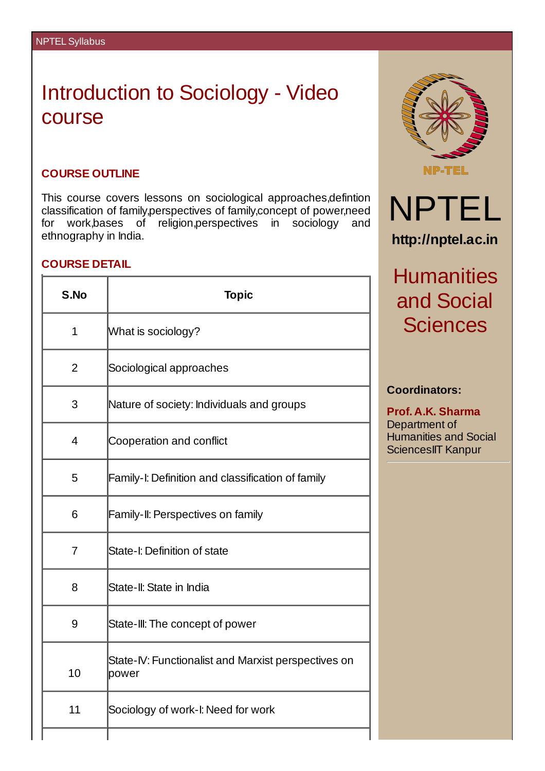# Introduction to Sociology - Video course

## COURSE OUTLINE

This course covers lessons on sociological approaches,defintion classification of family,perspectives of family,concept of power,need for work,bases of religion,perspectives in sociology and ethnography in India.

## COURSE DETAIL

| S.No | Topic |
|---|---|
| 1 | What is sociology? |
| 2 | Sociological approaches |
| 3 | Nature of society: Individuals and groups |
| 4 | Cooperation and conflict |
| 5 | Family-I: Definition and classification of family |
| 6 | Family-II: Perspectives on family |
| 7 | State-I: Definition of state |
| 8 | State-II: State in India |
| 9 | State-III: The concept of power |
| 10 | State-IV: Functionalist and Marxist perspectives on power |
| 11 | Sociology of work-I: Need for work |

NP-TEL

NPTEL

**http://nptel.ac.in**

## Humanities and Social Sciences

**Coordinators:**

**Prof. A.K. Sharma**
Department of Humanities and Social SciencesIIT Kanpur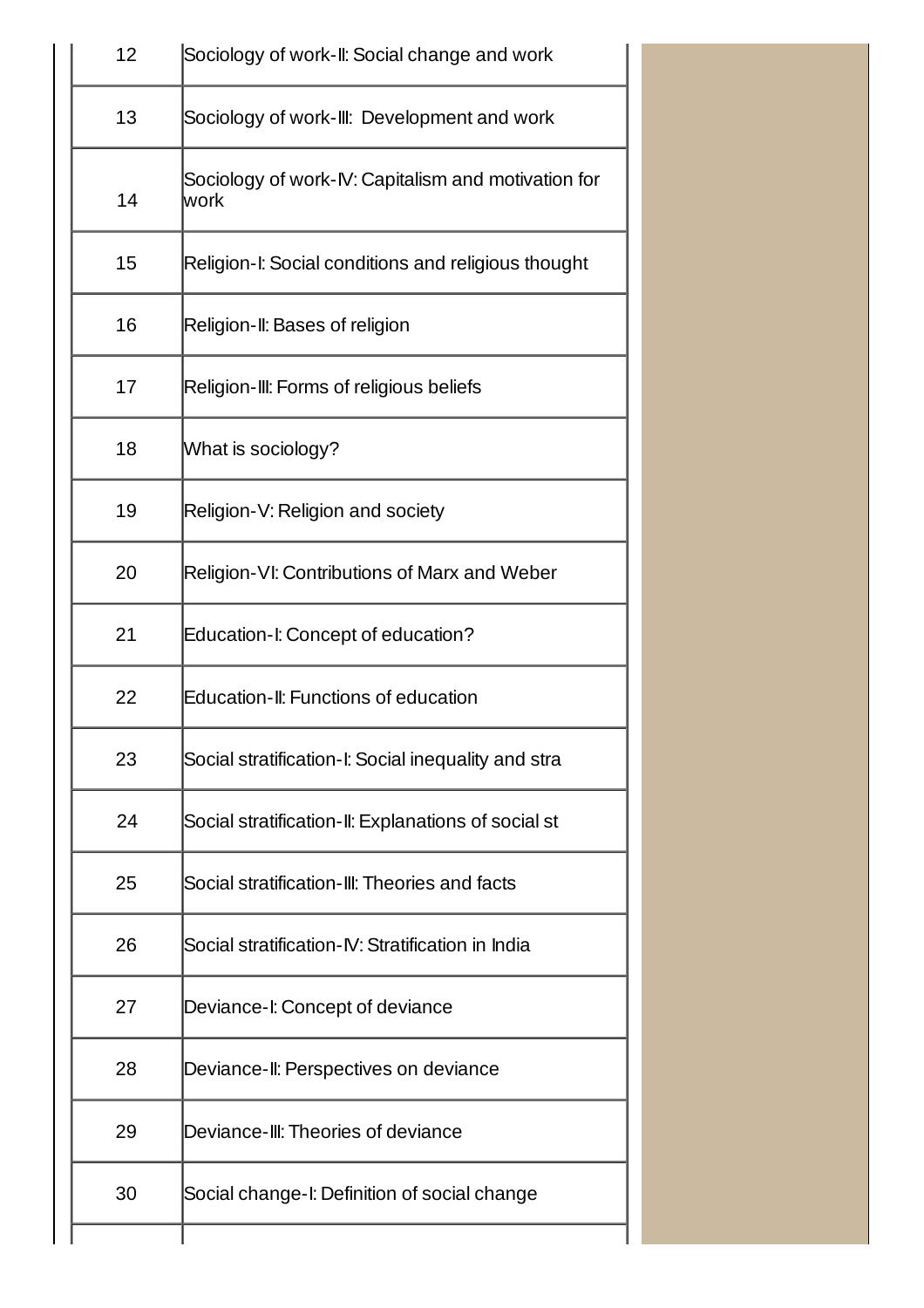| | | |
|---|---|---|
| 12 | Sociology of work-II: Social change and work | |
| 13 | Sociology of work-III: Development and work | |
| 14 | Sociology of work-IV: Capitalism and motivation for work | |
| 15 | Religion-I: Social conditions and religious thought | |
| 16 | Religion-II: Bases of religion | |
| 17 | Religion-III: Forms of religious beliefs | |
| 18 | What is sociology? | |
| 19 | Religion-V: Religion and society | |
| 20 | Religion-VI: Contributions of Marx and Weber | |
| 21 | Education-I: Concept of education? | |
| 22 | Education-II: Functions of education | |
| 23 | Social stratification-I: Social inequality and stra | |
| 24 | Social stratification-II: Explanations of social st | |
| 25 | Social stratification-III: Theories and facts | |
| 26 | Social stratification-IV: Stratification in India | |
| 27 | Deviance-I: Concept of deviance | |
| 28 | Deviance-II: Perspectives on deviance | |
| 29 | Deviance-III: Theories of deviance | |
| 30 | Social change-I: Definition of social change | |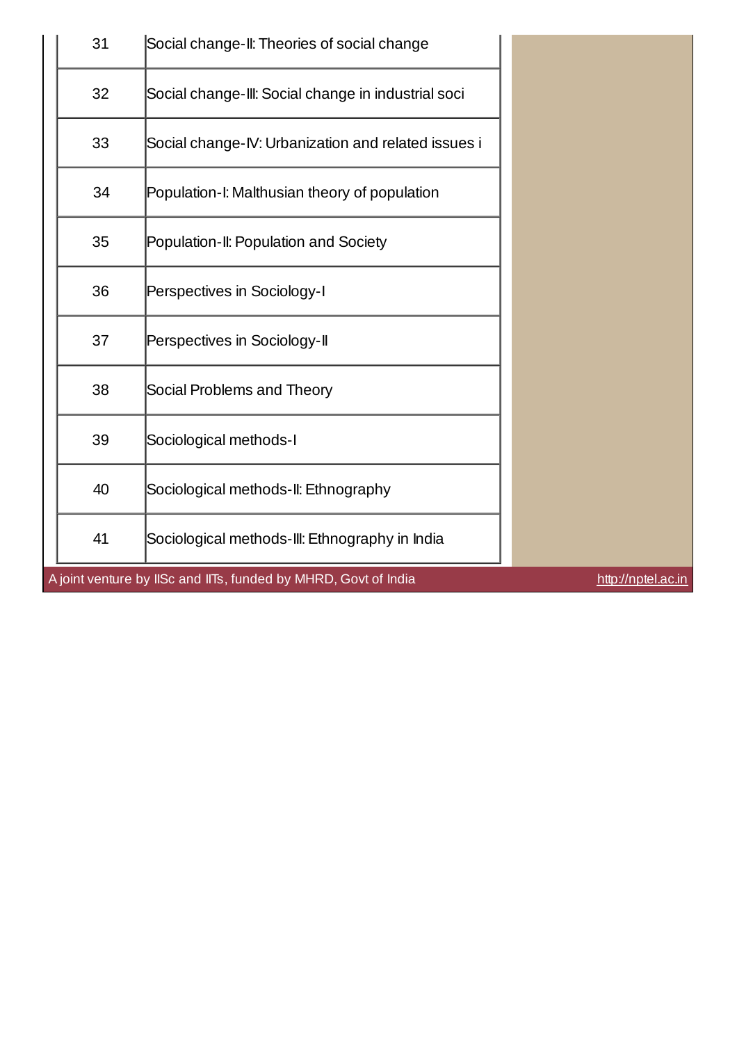| | |
|---|---|
| 31 | Social change-II: Theories of social change |
| 32 | Social change-III: Social change in industrial soci |
| 33 | Social change-IV: Urbanization and related issues i |
| 34 | Population-I: Malthusian theory of population |
| 35 | Population-II: Population and Society |
| 36 | Perspectives in Sociology-I |
| 37 | Perspectives in Sociology-II |
| 38 | Social Problems and Theory |
| 39 | Sociological methods-I |
| 40 | Sociological methods-II: Ethnography |
| 41 | Sociological methods-III: Ethnography in India |

A joint venture by IISc and IITs, funded by MHRD, Govt of India http://nptel.ac.in